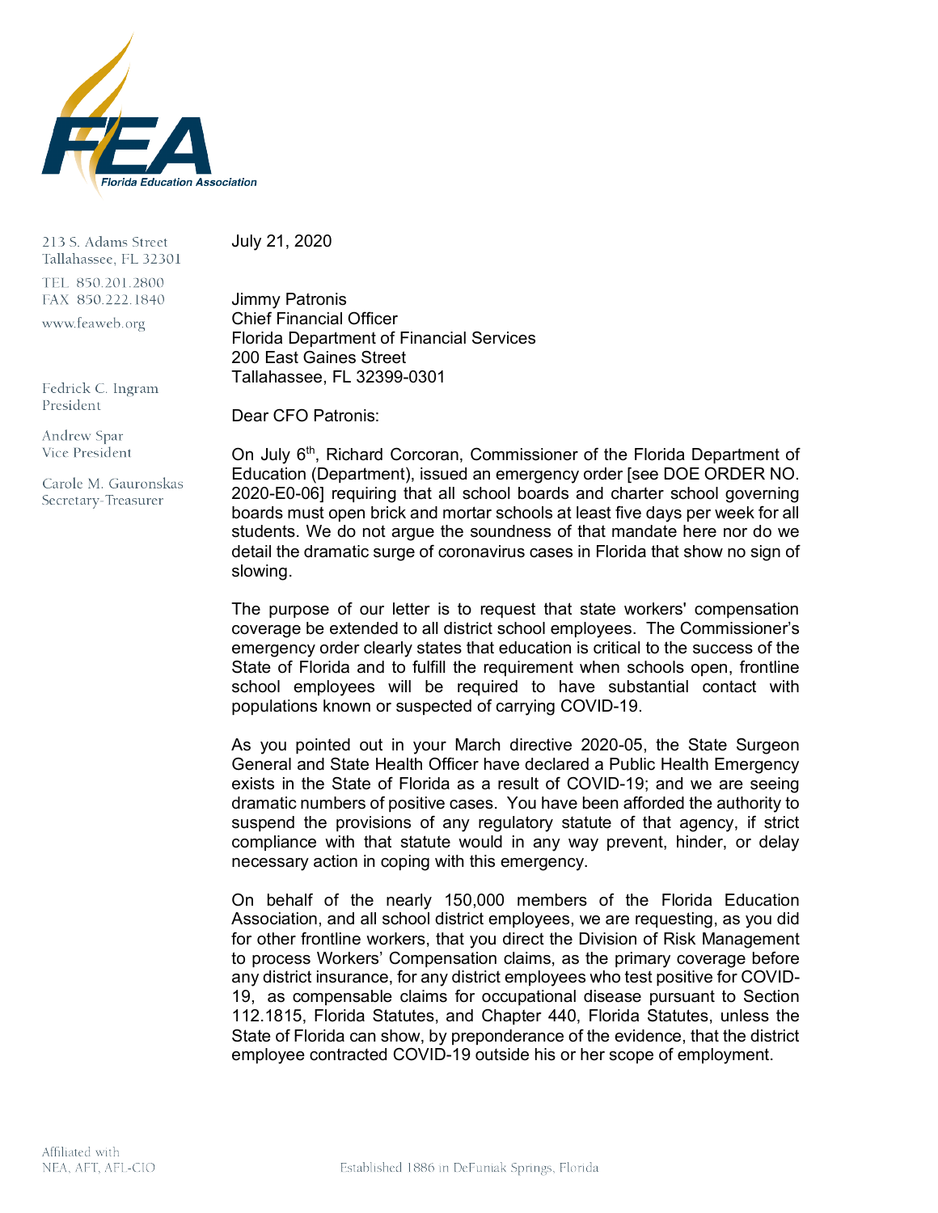Florida Education Association

213 S. Adams Street
Tallahassee, FL 32301

TEL 850.201.2800
FAX 850.222.1840

www.feaweb.org

Fedrick C. Ingram
President

Andrew Spar
Vice President

Carole M. Gauronskas
Secretary-Treasurer

July 21, 2020

Jimmy Patronis
Chief Financial Officer
Florida Department of Financial Services
200 East Gaines Street
Tallahassee, FL 32399-0301

Dear CFO Patronis:

On July 6th, Richard Corcoran, Commissioner of the Florida Department of Education (Department), issued an emergency order [see DOE ORDER NO. 2020-E0-06] requiring that all school boards and charter school governing boards must open brick and mortar schools at least five days per week for all students. We do not argue the soundness of that mandate here nor do we detail the dramatic surge of coronavirus cases in Florida that show no sign of slowing.

The purpose of our letter is to request that state workers' compensation coverage be extended to all district school employees. The Commissioner's emergency order clearly states that education is critical to the success of the State of Florida and to fulfill the requirement when schools open, frontline school employees will be required to have substantial contact with populations known or suspected of carrying COVID-19.

As you pointed out in your March directive 2020-05, the State Surgeon General and State Health Officer have declared a Public Health Emergency exists in the State of Florida as a result of COVID-19; and we are seeing dramatic numbers of positive cases. You have been afforded the authority to suspend the provisions of any regulatory statute of that agency, if strict compliance with that statute would in any way prevent, hinder, or delay necessary action in coping with this emergency.

On behalf of the nearly 150,000 members of the Florida Education Association, and all school district employees, we are requesting, as you did for other frontline workers, that you direct the Division of Risk Management to process Workers' Compensation claims, as the primary coverage before any district insurance, for any district employees who test positive for COVID-19, as compensable claims for occupational disease pursuant to Section 112.1815, Florida Statutes, and Chapter 440, Florida Statutes, unless the State of Florida can show, by preponderance of the evidence, that the district employee contracted COVID-19 outside his or her scope of employment.

Affiliated with
NEA, AFT, AFL-CIO

Established 1886 in DeFuniak Springs, Florida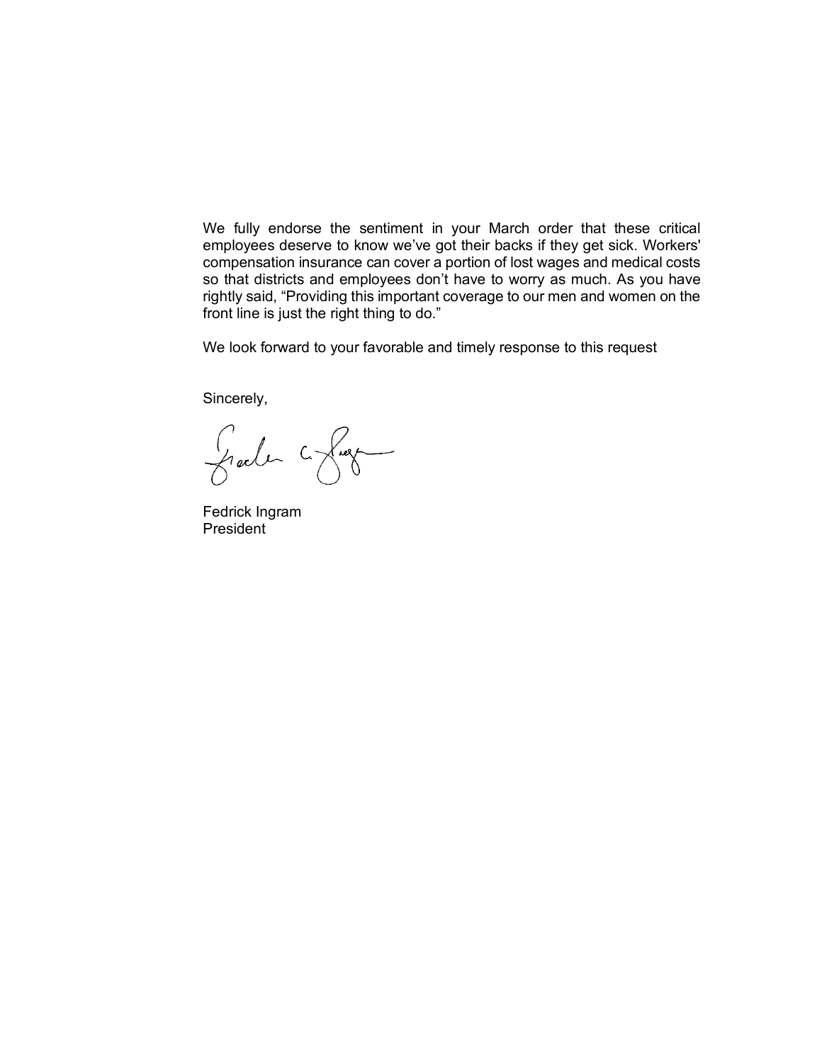We fully endorse the sentiment in your March order that these critical employees deserve to know we've got their backs if they get sick. Workers' compensation insurance can cover a portion of lost wages and medical costs so that districts and employees don't have to worry as much. As you have rightly said, "Providing this important coverage to our men and women on the front line is just the right thing to do."

We look forward to your favorable and timely response to this request

Sincerely,

Fedrick Ingram
President